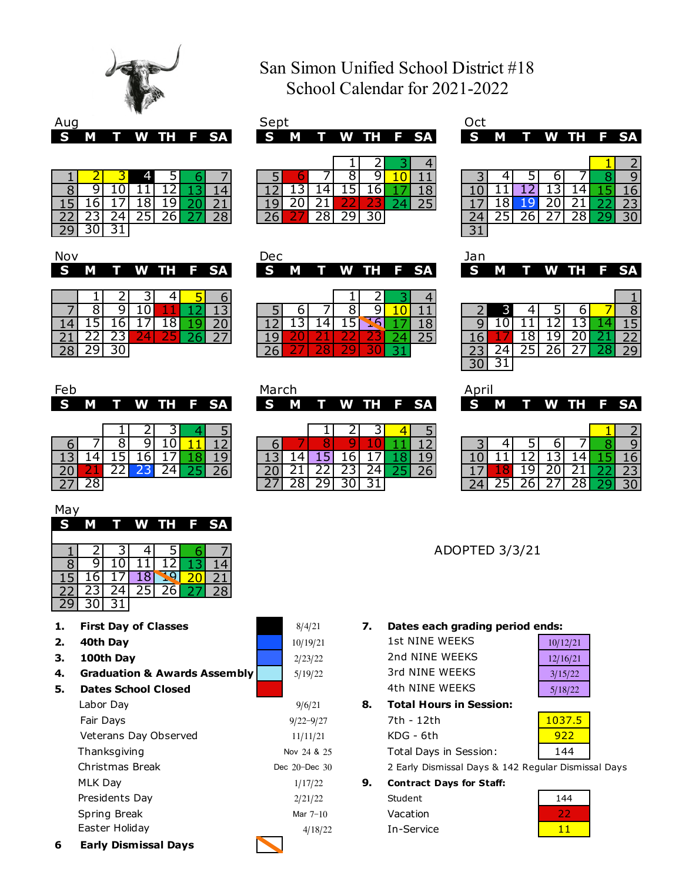# San Simon Unified School District #18
## School Calendar for 2021-2022

**Aug**

| S | M | T | W | TH | F | SA |
|---|---|---|---|---|---|---|
| 1 | 2 | 3 | 4 | 5 | 6 | 7 |
| 8 | 9 | 10 | 11 | 12 | 13 | 14 |
| 15 | 16 | 17 | 18 | 19 | 20 | 21 |
| 22 | 23 | 24 | 25 | 26 | 27 | 28 |
| 29 | 30 | 31 | | | | |

**Sept**

| S | M | T | W | TH | F | SA |
|---|---|---|---|---|---|---|
| | | | 1 | 2 | 3 | 4 |
| 5 | 6 | 7 | 8 | 9 | 10 | 11 |
| 12 | 13 | 14 | 15 | 16 | 17 | 18 |
| 19 | 20 | 21 | 22 | 23 | 24 | 25 |
| 26 | 27 | 28 | 29 | 30 | | |

**Oct**

| S | M | T | W | TH | F | SA |
|---|---|---|---|---|---|---|
| | | | | | 1 | 2 |
| 3 | 4 | 5 | 6 | 7 | 8 | 9 |
| 10 | 11 | 12 | 13 | 14 | 15 | 16 |
| 17 | 18 | 19 | 20 | 21 | 22 | 23 |
| 24 | 25 | 26 | 27 | 28 | 29 | 30 |
| 31 | | | | | | |

**Nov**

| S | M | T | W | TH | F | SA |
|---|---|---|---|---|---|---|
| | 1 | 2 | 3 | 4 | 5 | 6 |
| 7 | 8 | 9 | 10 | 11 | 12 | 13 |
| 14 | 15 | 16 | 17 | 18 | 19 | 20 |
| 21 | 22 | 23 | 24 | 25 | 26 | 27 |
| 28 | 29 | 30 | | | | |

**Dec**

| S | M | T | W | TH | F | SA |
|---|---|---|---|---|---|---|
| | | | 1 | 2 | 3 | 4 |
| 5 | 6 | 7 | 8 | 9 | 10 | 11 |
| 12 | 13 | 14 | 15 | 16 | 17 | 18 |
| 19 | 20 | 21 | 22 | 23 | 24 | 25 |
| 26 | 27 | 28 | 29 | 30 | 31 | |

**Jan**

| S | M | T | W | TH | F | SA |
|---|---|---|---|---|---|---|
| | | | | | | 1 |
| 2 | 3 | 4 | 5 | 6 | 7 | 8 |
| 9 | 10 | 11 | 12 | 13 | 14 | 15 |
| 16 | 17 | 18 | 19 | 20 | 21 | 22 |
| 23 | 24 | 25 | 26 | 27 | 28 | 29 |
| 30 | 31 | | | | | |

**Feb**

| S | M | T | W | TH | F | SA |
|---|---|---|---|---|---|---|
| | | 1 | 2 | 3 | 4 | 5 |
| 6 | 7 | 8 | 9 | 10 | 11 | 12 |
| 13 | 14 | 15 | 16 | 17 | 18 | 19 |
| 20 | 21 | 22 | 23 | 24 | 25 | 26 |
| 27 | 28 | | | | | |

**March**

| S | M | T | W | TH | F | SA |
|---|---|---|---|---|---|---|
| | | 1 | 2 | 3 | 4 | 5 |
| 6 | 7 | 8 | 9 | 10 | 11 | 12 |
| 13 | 14 | 15 | 16 | 17 | 18 | 19 |
| 20 | 21 | 22 | 23 | 24 | 25 | 26 |
| 27 | 28 | 29 | 30 | 31 | | |

**April**

| S | M | T | W | TH | F | SA |
|---|---|---|---|---|---|---|
| | | | | | 1 | 2 |
| 3 | 4 | 5 | 6 | 7 | 8 | 9 |
| 10 | 11 | 12 | 13 | 14 | 15 | 16 |
| 17 | 18 | 19 | 20 | 21 | 22 | 23 |
| 24 | 25 | 26 | 27 | 28 | 29 | 30 |

**May**

| S | M | T | W | TH | F | SA |
|---|---|---|---|---|---|---|
| 1 | 2 | 3 | 4 | 5 | 6 | 7 |
| 8 | 9 | 10 | 11 | 12 | 13 | 14 |
| 15 | 16 | 17 | 18 | 19 | 20 | 21 |
| 22 | 23 | 24 | 25 | 26 | 27 | 28 |
| 29 | 30 | 31 | | | | |

ADOPTED 3/3/21

1. **First Day of Classes** — 8/4/21
2. **40th Day** — 10/19/21
3. **100th Day** — 2/23/22
4. **Graduation & Awards Assembly** — 5/19/22
5. **Dates School Closed**
   - Labor Day — 9/6/21
   - Fair Days — 9/22–9/27
   - Veterans Day Observed — 11/11/21
   - Thanksgiving — Nov 24 & 25
   - Christmas Break — Dec 20–Dec 30
   - MLK Day — 1/17/22
   - Presidents Day — 2/21/22
   - Spring Break — Mar 7–10
   - Easter Holiday — 4/18/22
6. **Early Dismissal Days**

7. **Dates each grading period ends:**
   - 1st NINE WEEKS — 10/12/21
   - 2nd NINE WEEKS — 12/16/21
   - 3rd NINE WEEKS — 3/15/22
   - 4th NINE WEEKS — 5/18/22
8. **Total Hours in Session:**
   - 7th - 12th — 1037.5
   - KDG - 6th — 922
   - Total Days in Session: — 144
   - 2 Early Dismissal Days & 142 Regular Dismissal Days
9. **Contract Days for Staff:**
   - Student — 144
   - Vacation — 22
   - In-Service — 11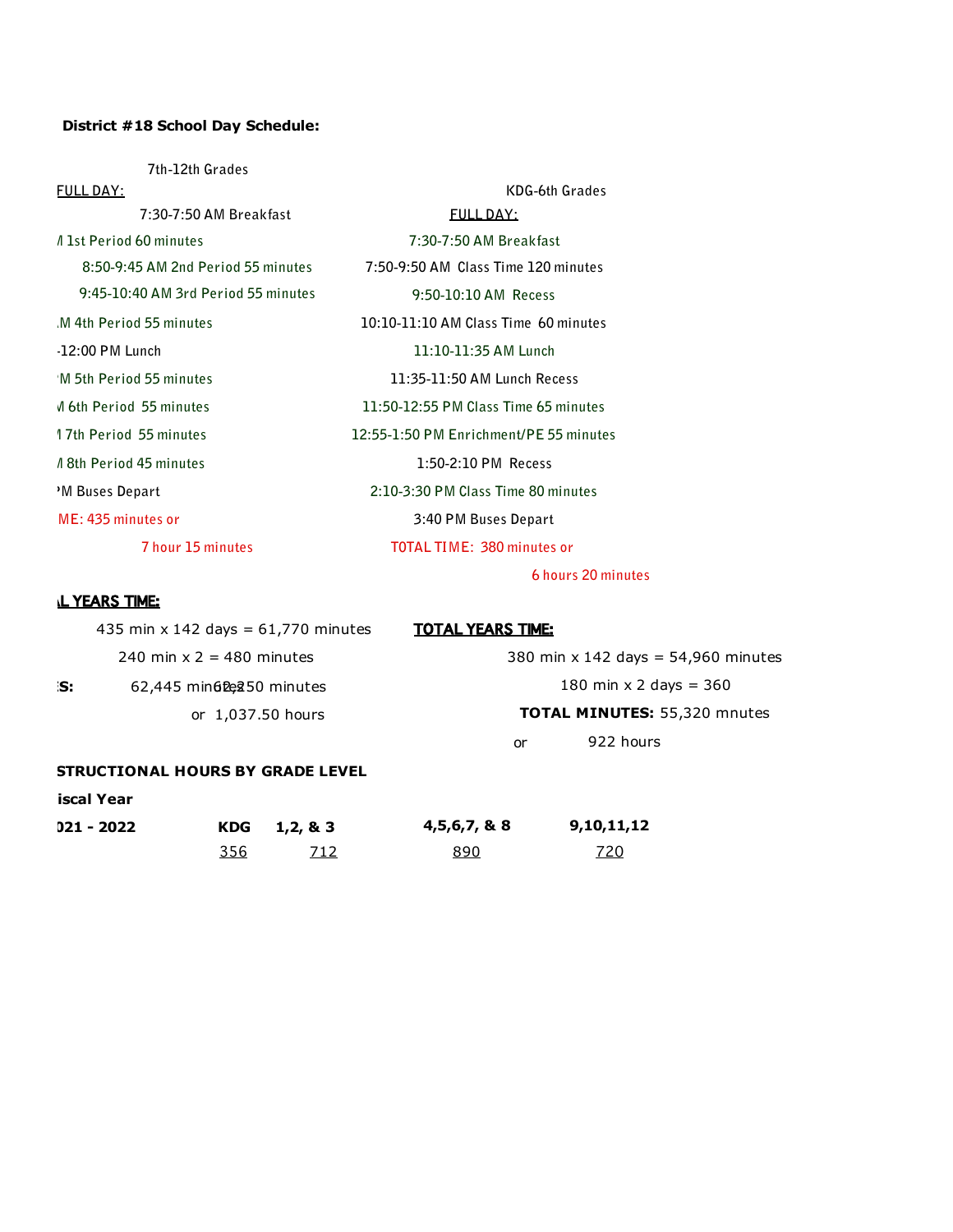**District #18 School Day Schedule:**

7th-12th Grades

FULL DAY:

7:30-7:50 AM Breakfast

/l 1st Period 60 minutes

8:50-9:45 AM 2nd Period 55 minutes

9:45-10:40 AM 3rd Period 55 minutes

.M 4th Period 55 minutes

-12:00 PM Lunch

'M 5th Period 55 minutes

/l 6th Period 55 minutes

l 7th Period 55 minutes

/l 8th Period 45 minutes

'M Buses Depart

ME: 435 minutes or

7 hour 15 minutes

KDG-6th Grades

FULL DAY:

7:30-7:50 AM Breakfast

7:50-9:50 AM Class Time 120 minutes

9:50-10:10 AM Recess

10:10-11:10 AM Class Time 60 minutes

11:10-11:35 AM Lunch

11:35-11:50 AM Lunch Recess

11:50-12:55 PM Class Time 65 minutes

12:55-1:50 PM Enrichment/PE 55 minutes

1:50-2:10 PM Recess

2:10-3:30 PM Class Time 80 minutes

3:40 PM Buses Depart

TOTAL TIME: 380 minutes or

6 hours 20 minutes

**L YEARS TIME:**

435 min x 142 days = 61,770 minutes

240 min x 2 = 480 minutes

**S:** 62,445 min62,250 minutes

or 1,037.50 hours

**TOTAL YEARS TIME:**

380 min x 142 days = 54,960 minutes

180 min x 2 days = 360

**TOTAL MINUTES:** 55,320 mnutes

or 922 hours

**STRUCTIONAL HOURS BY GRADE LEVEL**

**iscal Year**

| **021 - 2022** | **KDG** | **1,2, & 3** | **4,5,6,7, & 8** | **9,10,11,12** |
|---|---|---|---|---|
| | 356 | 712 | 890 | 720 |